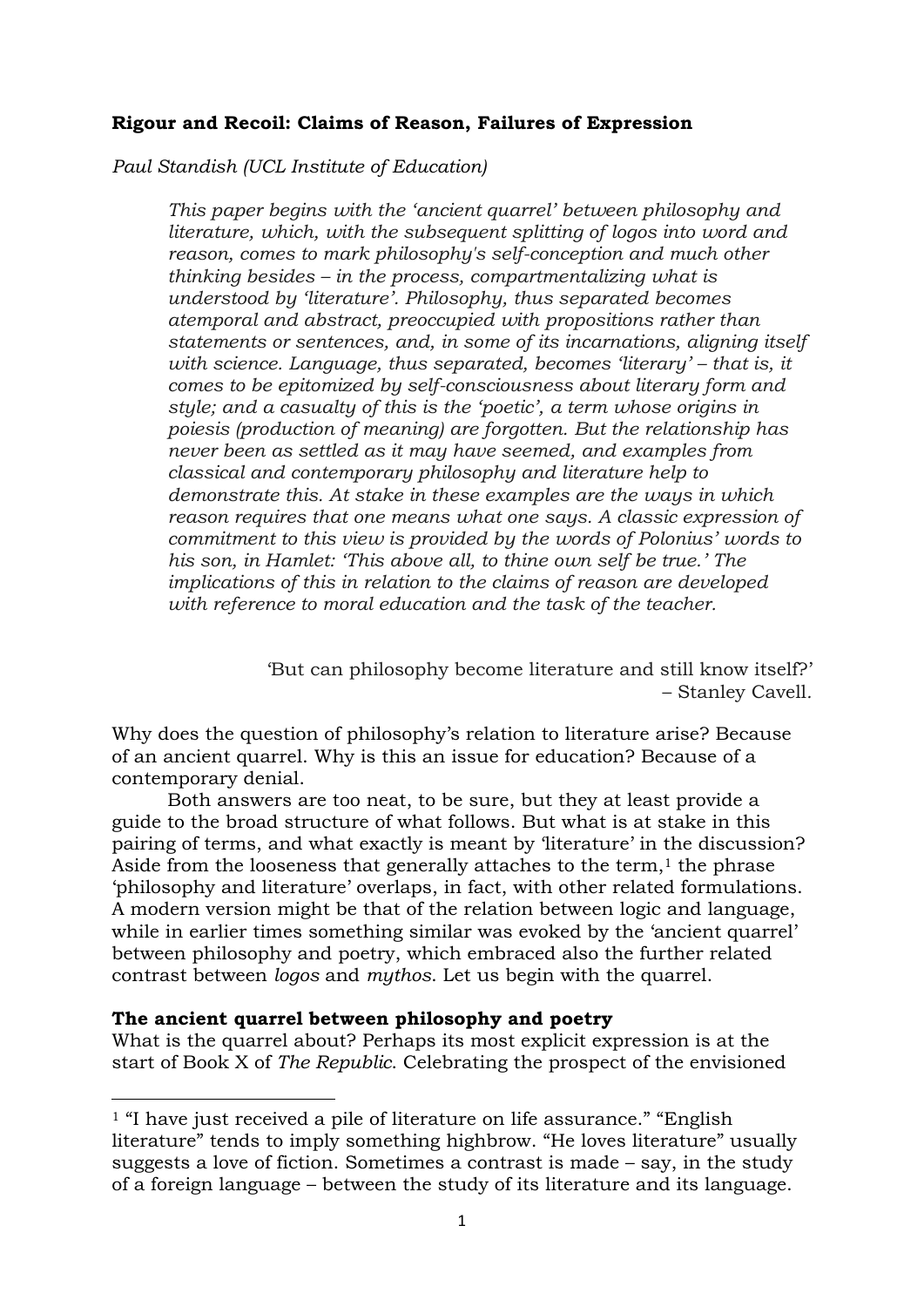**Rigour and Recoil: Claims of Reason, Failures of Expression**

*Paul Standish (UCL Institute of Education)*

> *This paper begins with the 'ancient quarrel' between philosophy and literature, which, with the subsequent splitting of logos into word and reason, comes to mark philosophy's self-conception and much other thinking besides – in the process, compartmentalizing what is understood by 'literature'. Philosophy, thus separated becomes atemporal and abstract, preoccupied with propositions rather than statements or sentences, and, in some of its incarnations, aligning itself with science. Language, thus separated, becomes 'literary' – that is, it comes to be epitomized by self-consciousness about literary form and style; and a casualty of this is the 'poetic', a term whose origins in poiesis (production of meaning) are forgotten. But the relationship has never been as settled as it may have seemed, and examples from classical and contemporary philosophy and literature help to demonstrate this. At stake in these examples are the ways in which reason requires that one means what one says. A classic expression of commitment to this view is provided by the words of Polonius' words to his son, in Hamlet: 'This above all, to thine own self be true.' The implications of this in relation to the claims of reason are developed with reference to moral education and the task of the teacher.*

> 'But can philosophy become literature and still know itself?'
> – Stanley Cavell.

Why does the question of philosophy's relation to literature arise? Because of an ancient quarrel. Why is this an issue for education? Because of a contemporary denial.

Both answers are too neat, to be sure, but they at least provide a guide to the broad structure of what follows. But what is at stake in this pairing of terms, and what exactly is meant by 'literature' in the discussion? Aside from the looseness that generally attaches to the term,[1] the phrase 'philosophy and literature' overlaps, in fact, with other related formulations. A modern version might be that of the relation between logic and language, while in earlier times something similar was evoked by the 'ancient quarrel' between philosophy and poetry, which embraced also the further related contrast between *logos* and *mythos*. Let us begin with the quarrel.

**The ancient quarrel between philosophy and poetry**

What is the quarrel about? Perhaps its most explicit expression is at the start of Book X of *The Republic*. Celebrating the prospect of the envisioned

[1] "I have just received a pile of literature on life assurance." "English literature" tends to imply something highbrow. "He loves literature" usually suggests a love of fiction. Sometimes a contrast is made – say, in the study of a foreign language – between the study of its literature and its language.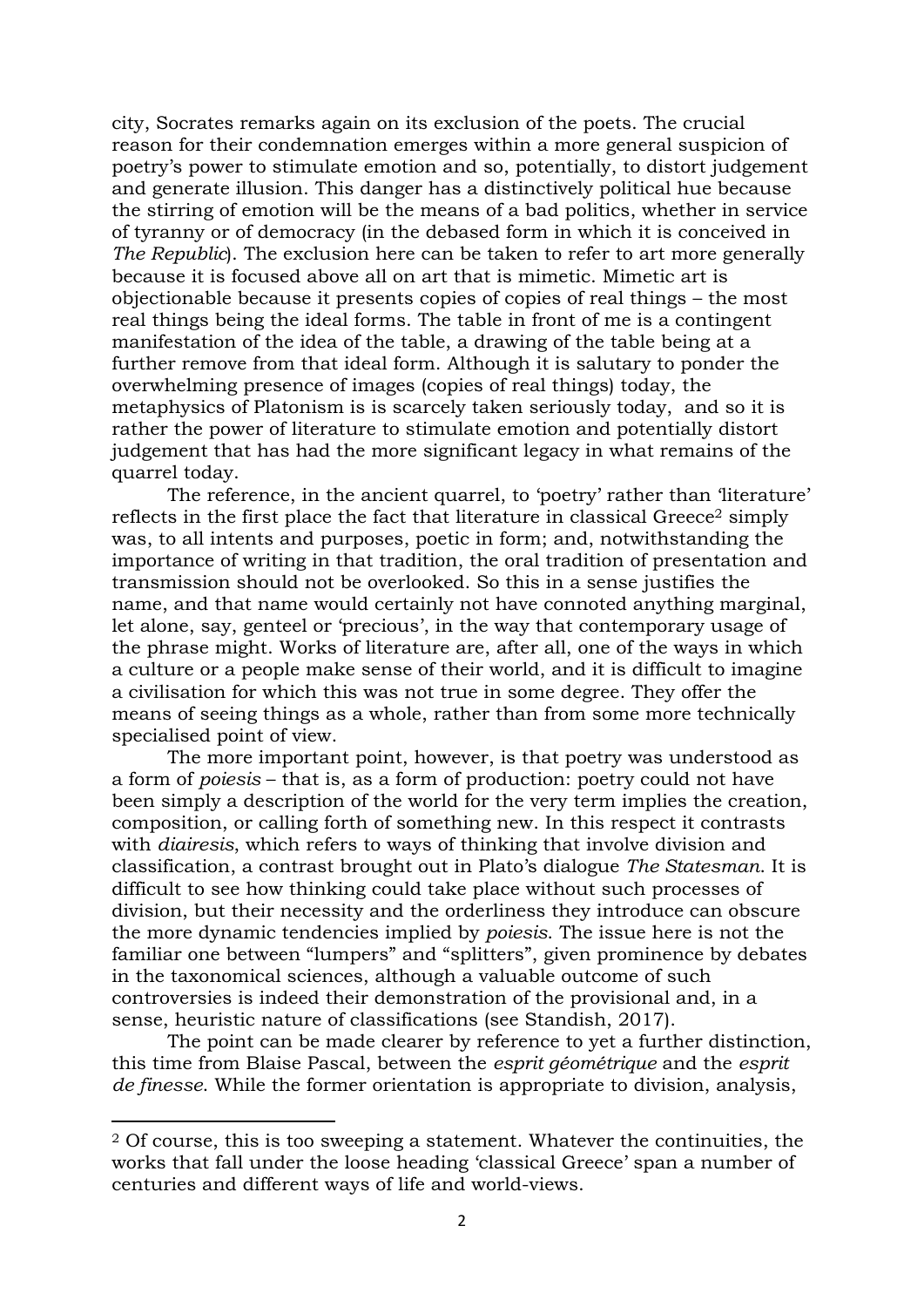city, Socrates remarks again on its exclusion of the poets. The crucial reason for their condemnation emerges within a more general suspicion of poetry's power to stimulate emotion and so, potentially, to distort judgement and generate illusion. This danger has a distinctively political hue because the stirring of emotion will be the means of a bad politics, whether in service of tyranny or of democracy (in the debased form in which it is conceived in *The Republic*). The exclusion here can be taken to refer to art more generally because it is focused above all on art that is mimetic. Mimetic art is objectionable because it presents copies of copies of real things – the most real things being the ideal forms. The table in front of me is a contingent manifestation of the idea of the table, a drawing of the table being at a further remove from that ideal form. Although it is salutary to ponder the overwhelming presence of images (copies of real things) today, the metaphysics of Platonism is is scarcely taken seriously today,  and so it is rather the power of literature to stimulate emotion and potentially distort judgement that has had the more significant legacy in what remains of the quarrel today.

The reference, in the ancient quarrel, to 'poetry' rather than 'literature' reflects in the first place the fact that literature in classical Greece[2] simply was, to all intents and purposes, poetic in form; and, notwithstanding the importance of writing in that tradition, the oral tradition of presentation and transmission should not be overlooked. So this in a sense justifies the name, and that name would certainly not have connoted anything marginal, let alone, say, genteel or 'precious', in the way that contemporary usage of the phrase might. Works of literature are, after all, one of the ways in which a culture or a people make sense of their world, and it is difficult to imagine a civilisation for which this was not true in some degree. They offer the means of seeing things as a whole, rather than from some more technically specialised point of view.

The more important point, however, is that poetry was understood as a form of *poiesis* – that is, as a form of production: poetry could not have been simply a description of the world for the very term implies the creation, composition, or calling forth of something new. In this respect it contrasts with *diairesis*, which refers to ways of thinking that involve division and classification, a contrast brought out in Plato's dialogue *The Statesman*. It is difficult to see how thinking could take place without such processes of division, but their necessity and the orderliness they introduce can obscure the more dynamic tendencies implied by *poiesis*. The issue here is not the familiar one between "lumpers" and "splitters", given prominence by debates in the taxonomical sciences, although a valuable outcome of such controversies is indeed their demonstration of the provisional and, in a sense, heuristic nature of classifications (see Standish, 2017).

The point can be made clearer by reference to yet a further distinction, this time from Blaise Pascal, between the *esprit géométrique* and the *esprit de finesse*. While the former orientation is appropriate to division, analysis,

[2] Of course, this is too sweeping a statement. Whatever the continuities, the works that fall under the loose heading 'classical Greece' span a number of centuries and different ways of life and world-views.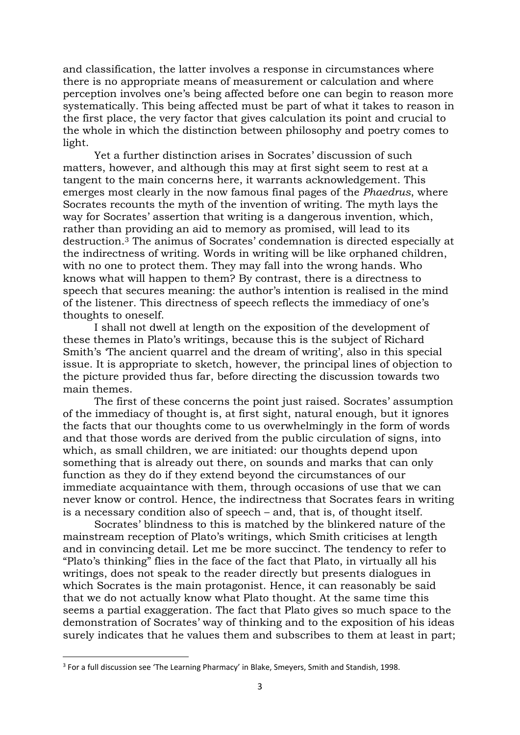and classification, the latter involves a response in circumstances where there is no appropriate means of measurement or calculation and where perception involves one's being affected before one can begin to reason more systematically. This being affected must be part of what it takes to reason in the first place, the very factor that gives calculation its point and crucial to the whole in which the distinction between philosophy and poetry comes to light.

Yet a further distinction arises in Socrates' discussion of such matters, however, and although this may at first sight seem to rest at a tangent to the main concerns here, it warrants acknowledgement. This emerges most clearly in the now famous final pages of the *Phaedrus*, where Socrates recounts the myth of the invention of writing. The myth lays the way for Socrates' assertion that writing is a dangerous invention, which, rather than providing an aid to memory as promised, will lead to its destruction.[3] The animus of Socrates' condemnation is directed especially at the indirectness of writing. Words in writing will be like orphaned children, with no one to protect them. They may fall into the wrong hands. Who knows what will happen to them? By contrast, there is a directness to speech that secures meaning: the author's intention is realised in the mind of the listener. This directness of speech reflects the immediacy of one's thoughts to oneself.

I shall not dwell at length on the exposition of the development of these themes in Plato's writings, because this is the subject of Richard Smith's 'The ancient quarrel and the dream of writing', also in this special issue. It is appropriate to sketch, however, the principal lines of objection to the picture provided thus far, before directing the discussion towards two main themes.

The first of these concerns the point just raised. Socrates' assumption of the immediacy of thought is, at first sight, natural enough, but it ignores the facts that our thoughts come to us overwhelmingly in the form of words and that those words are derived from the public circulation of signs, into which, as small children, we are initiated: our thoughts depend upon something that is already out there, on sounds and marks that can only function as they do if they extend beyond the circumstances of our immediate acquaintance with them, through occasions of use that we can never know or control. Hence, the indirectness that Socrates fears in writing is a necessary condition also of speech – and, that is, of thought itself.

Socrates' blindness to this is matched by the blinkered nature of the mainstream reception of Plato's writings, which Smith criticises at length and in convincing detail. Let me be more succinct. The tendency to refer to "Plato's thinking" flies in the face of the fact that Plato, in virtually all his writings, does not speak to the reader directly but presents dialogues in which Socrates is the main protagonist. Hence, it can reasonably be said that we do not actually know what Plato thought. At the same time this seems a partial exaggeration. The fact that Plato gives so much space to the demonstration of Socrates' way of thinking and to the exposition of his ideas surely indicates that he values them and subscribes to them at least in part;

[3] For a full discussion see 'The Learning Pharmacy' in Blake, Smeyers, Smith and Standish, 1998.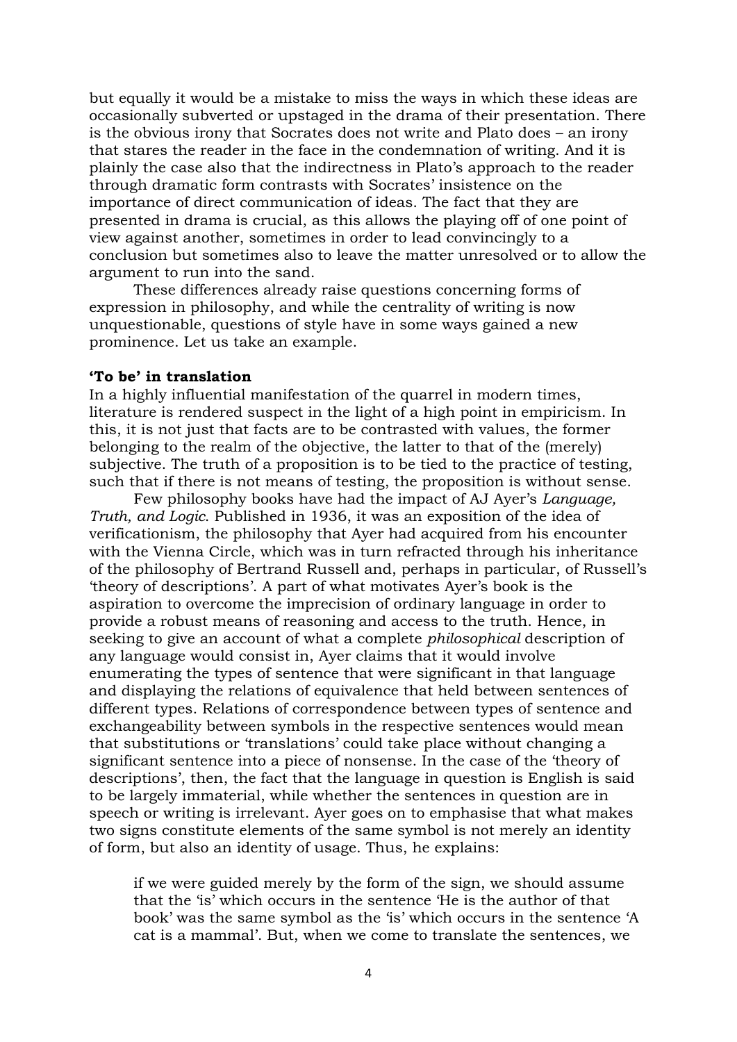but equally it would be a mistake to miss the ways in which these ideas are occasionally subverted or upstaged in the drama of their presentation. There is the obvious irony that Socrates does not write and Plato does – an irony that stares the reader in the face in the condemnation of writing. And it is plainly the case also that the indirectness in Plato's approach to the reader through dramatic form contrasts with Socrates' insistence on the importance of direct communication of ideas. The fact that they are presented in drama is crucial, as this allows the playing off of one point of view against another, sometimes in order to lead convincingly to a conclusion but sometimes also to leave the matter unresolved or to allow the argument to run into the sand.

These differences already raise questions concerning forms of expression in philosophy, and while the centrality of writing is now unquestionable, questions of style have in some ways gained a new prominence. Let us take an example.

### 'To be' in translation

In a highly influential manifestation of the quarrel in modern times, literature is rendered suspect in the light of a high point in empiricism. In this, it is not just that facts are to be contrasted with values, the former belonging to the realm of the objective, the latter to that of the (merely) subjective. The truth of a proposition is to be tied to the practice of testing, such that if there is not means of testing, the proposition is without sense.

Few philosophy books have had the impact of AJ Ayer's *Language, Truth, and Logic*. Published in 1936, it was an exposition of the idea of verificationism, the philosophy that Ayer had acquired from his encounter with the Vienna Circle, which was in turn refracted through his inheritance of the philosophy of Bertrand Russell and, perhaps in particular, of Russell's 'theory of descriptions'. A part of what motivates Ayer's book is the aspiration to overcome the imprecision of ordinary language in order to provide a robust means of reasoning and access to the truth. Hence, in seeking to give an account of what a complete *philosophical* description of any language would consist in, Ayer claims that it would involve enumerating the types of sentence that were significant in that language and displaying the relations of equivalence that held between sentences of different types. Relations of correspondence between types of sentence and exchangeability between symbols in the respective sentences would mean that substitutions or 'translations' could take place without changing a significant sentence into a piece of nonsense. In the case of the 'theory of descriptions', then, the fact that the language in question is English is said to be largely immaterial, while whether the sentences in question are in speech or writing is irrelevant. Ayer goes on to emphasise that what makes two signs constitute elements of the same symbol is not merely an identity of form, but also an identity of usage. Thus, he explains:

> if we were guided merely by the form of the sign, we should assume that the 'is' which occurs in the sentence 'He is the author of that book' was the same symbol as the 'is' which occurs in the sentence 'A cat is a mammal'. But, when we come to translate the sentences, we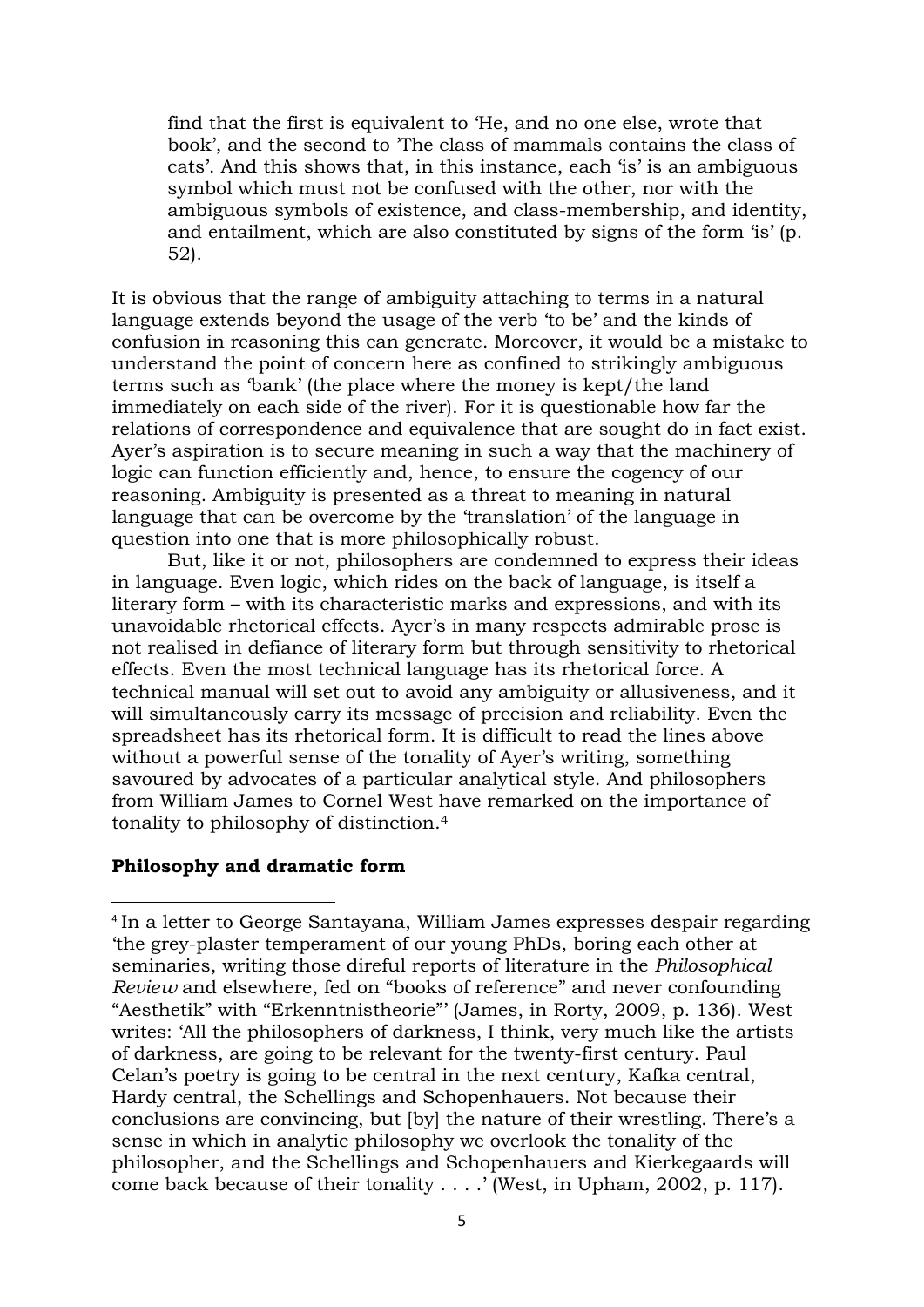> find that the first is equivalent to 'He, and no one else, wrote that book', and the second to 'The class of mammals contains the class of cats'. And this shows that, in this instance, each 'is' is an ambiguous symbol which must not be confused with the other, nor with the ambiguous symbols of existence, and class-membership, and identity, and entailment, which are also constituted by signs of the form 'is' (p. 52).

It is obvious that the range of ambiguity attaching to terms in a natural language extends beyond the usage of the verb 'to be' and the kinds of confusion in reasoning this can generate. Moreover, it would be a mistake to understand the point of concern here as confined to strikingly ambiguous terms such as 'bank' (the place where the money is kept/the land immediately on each side of the river). For it is questionable how far the relations of correspondence and equivalence that are sought do in fact exist. Ayer's aspiration is to secure meaning in such a way that the machinery of logic can function efficiently and, hence, to ensure the cogency of our reasoning. Ambiguity is presented as a threat to meaning in natural language that can be overcome by the 'translation' of the language in question into one that is more philosophically robust.

But, like it or not, philosophers are condemned to express their ideas in language. Even logic, which rides on the back of language, is itself a literary form – with its characteristic marks and expressions, and with its unavoidable rhetorical effects. Ayer's in many respects admirable prose is not realised in defiance of literary form but through sensitivity to rhetorical effects. Even the most technical language has its rhetorical force. A technical manual will set out to avoid any ambiguity or allusiveness, and it will simultaneously carry its message of precision and reliability. Even the spreadsheet has its rhetorical form. It is difficult to read the lines above without a powerful sense of the tonality of Ayer's writing, something savoured by advocates of a particular analytical style. And philosophers from William James to Cornel West have remarked on the importance of tonality to philosophy of distinction.[4]

## Philosophy and dramatic form

[4] In a letter to George Santayana, William James expresses despair regarding 'the grey-plaster temperament of our young PhDs, boring each other at seminaries, writing those direful reports of literature in the *Philosophical Review* and elsewhere, fed on "books of reference" and never confounding "Aesthetik" with "Erkenntnistheorie"' (James, in Rorty, 2009, p. 136). West writes: 'All the philosophers of darkness, I think, very much like the artists of darkness, are going to be relevant for the twenty-first century. Paul Celan's poetry is going to be central in the next century, Kafka central, Hardy central, the Schellings and Schopenhauers. Not because their conclusions are convincing, but [by] the nature of their wrestling. There's a sense in which in analytic philosophy we overlook the tonality of the philosopher, and the Schellings and Schopenhauers and Kierkegaards will come back because of their tonality . . . .' (West, in Upham, 2002, p. 117).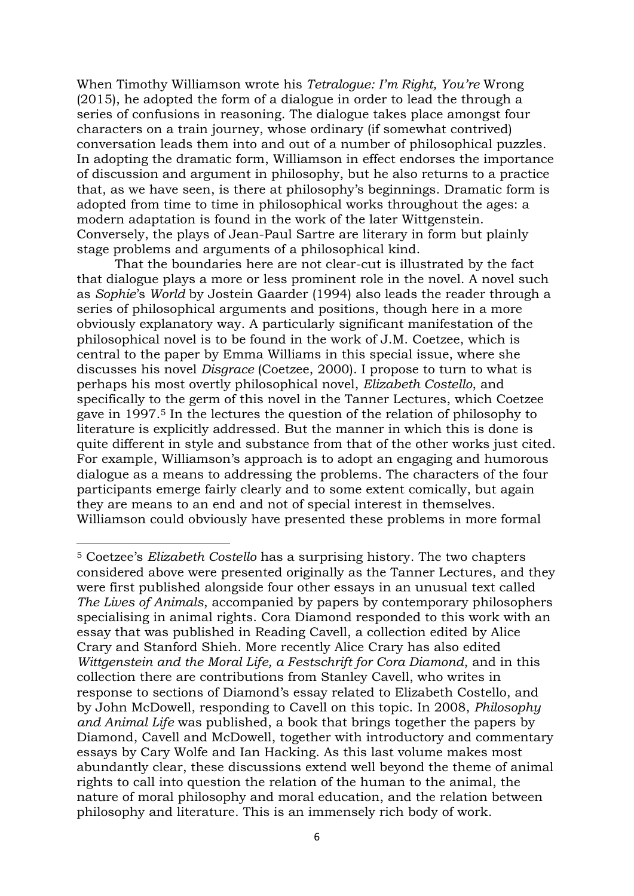When Timothy Williamson wrote his *Tetralogue: I'm Right, You're* Wrong (2015), he adopted the form of a dialogue in order to lead the through a series of confusions in reasoning. The dialogue takes place amongst four characters on a train journey, whose ordinary (if somewhat contrived) conversation leads them into and out of a number of philosophical puzzles. In adopting the dramatic form, Williamson in effect endorses the importance of discussion and argument in philosophy, but he also returns to a practice that, as we have seen, is there at philosophy's beginnings. Dramatic form is adopted from time to time in philosophical works throughout the ages: a modern adaptation is found in the work of the later Wittgenstein. Conversely, the plays of Jean-Paul Sartre are literary in form but plainly stage problems and arguments of a philosophical kind.

That the boundaries here are not clear-cut is illustrated by the fact that dialogue plays a more or less prominent role in the novel. A novel such as *Sophie*'s *World* by Jostein Gaarder (1994) also leads the reader through a series of philosophical arguments and positions, though here in a more obviously explanatory way. A particularly significant manifestation of the philosophical novel is to be found in the work of J.M. Coetzee, which is central to the paper by Emma Williams in this special issue, where she discusses his novel *Disgrace* (Coetzee, 2000). I propose to turn to what is perhaps his most overtly philosophical novel, *Elizabeth Costello*, and specifically to the germ of this novel in the Tanner Lectures, which Coetzee gave in 1997.[5] In the lectures the question of the relation of philosophy to literature is explicitly addressed. But the manner in which this is done is quite different in style and substance from that of the other works just cited. For example, Williamson's approach is to adopt an engaging and humorous dialogue as a means to addressing the problems. The characters of the four participants emerge fairly clearly and to some extent comically, but again they are means to an end and not of special interest in themselves. Williamson could obviously have presented these problems in more formal

---

[5] Coetzee's *Elizabeth Costello* has a surprising history. The two chapters considered above were presented originally as the Tanner Lectures, and they were first published alongside four other essays in an unusual text called *The Lives of Animals*, accompanied by papers by contemporary philosophers specialising in animal rights. Cora Diamond responded to this work with an essay that was published in Reading Cavell, a collection edited by Alice Crary and Stanford Shieh. More recently Alice Crary has also edited *Wittgenstein and the Moral Life, a Festschrift for Cora Diamond*, and in this collection there are contributions from Stanley Cavell, who writes in response to sections of Diamond's essay related to Elizabeth Costello, and by John McDowell, responding to Cavell on this topic. In 2008, *Philosophy and Animal Life* was published, a book that brings together the papers by Diamond, Cavell and McDowell, together with introductory and commentary essays by Cary Wolfe and Ian Hacking. As this last volume makes most abundantly clear, these discussions extend well beyond the theme of animal rights to call into question the relation of the human to the animal, the nature of moral philosophy and moral education, and the relation between philosophy and literature. This is an immensely rich body of work.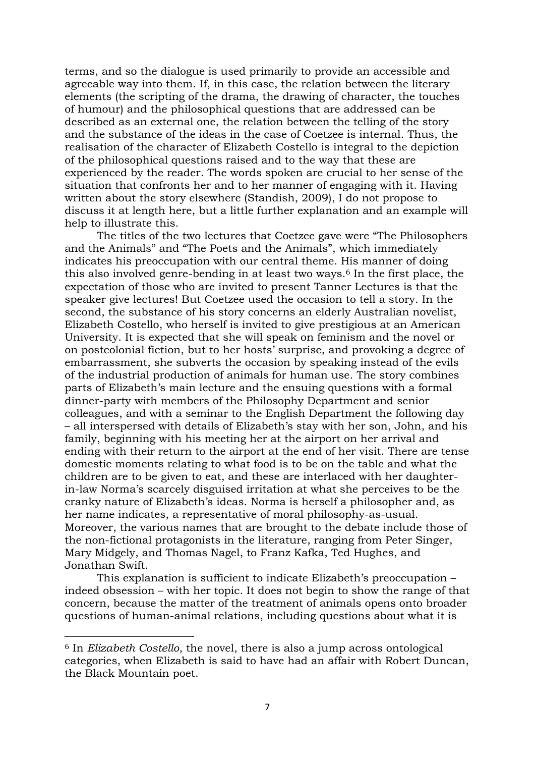terms, and so the dialogue is used primarily to provide an accessible and agreeable way into them. If, in this case, the relation between the literary elements (the scripting of the drama, the drawing of character, the touches of humour) and the philosophical questions that are addressed can be described as an external one, the relation between the telling of the story and the substance of the ideas in the case of Coetzee is internal. Thus, the realisation of the character of Elizabeth Costello is integral to the depiction of the philosophical questions raised and to the way that these are experienced by the reader. The words spoken are crucial to her sense of the situation that confronts her and to her manner of engaging with it. Having written about the story elsewhere (Standish, 2009), I do not propose to discuss it at length here, but a little further explanation and an example will help to illustrate this.

The titles of the two lectures that Coetzee gave were "The Philosophers and the Animals" and "The Poets and the Animals", which immediately indicates his preoccupation with our central theme. His manner of doing this also involved genre-bending in at least two ways.[6] In the first place, the expectation of those who are invited to present Tanner Lectures is that the speaker give lectures! But Coetzee used the occasion to tell a story. In the second, the substance of his story concerns an elderly Australian novelist, Elizabeth Costello, who herself is invited to give prestigious at an American University. It is expected that she will speak on feminism and the novel or on postcolonial fiction, but to her hosts' surprise, and provoking a degree of embarrassment, she subverts the occasion by speaking instead of the evils of the industrial production of animals for human use. The story combines parts of Elizabeth's main lecture and the ensuing questions with a formal dinner-party with members of the Philosophy Department and senior colleagues, and with a seminar to the English Department the following day – all interspersed with details of Elizabeth's stay with her son, John, and his family, beginning with his meeting her at the airport on her arrival and ending with their return to the airport at the end of her visit. There are tense domestic moments relating to what food is to be on the table and what the children are to be given to eat, and these are interlaced with her daughter-in-law Norma's scarcely disguised irritation at what she perceives to be the cranky nature of Elizabeth's ideas. Norma is herself a philosopher and, as her name indicates, a representative of moral philosophy-as-usual. Moreover, the various names that are brought to the debate include those of the non-fictional protagonists in the literature, ranging from Peter Singer, Mary Midgely, and Thomas Nagel, to Franz Kafka, Ted Hughes, and Jonathan Swift.

This explanation is sufficient to indicate Elizabeth's preoccupation – indeed obsession – with her topic. It does not begin to show the range of that concern, because the matter of the treatment of animals opens onto broader questions of human-animal relations, including questions about what it is

---

[6] In *Elizabeth Costello*, the novel, there is also a jump across ontological categories, when Elizabeth is said to have had an affair with Robert Duncan, the Black Mountain poet.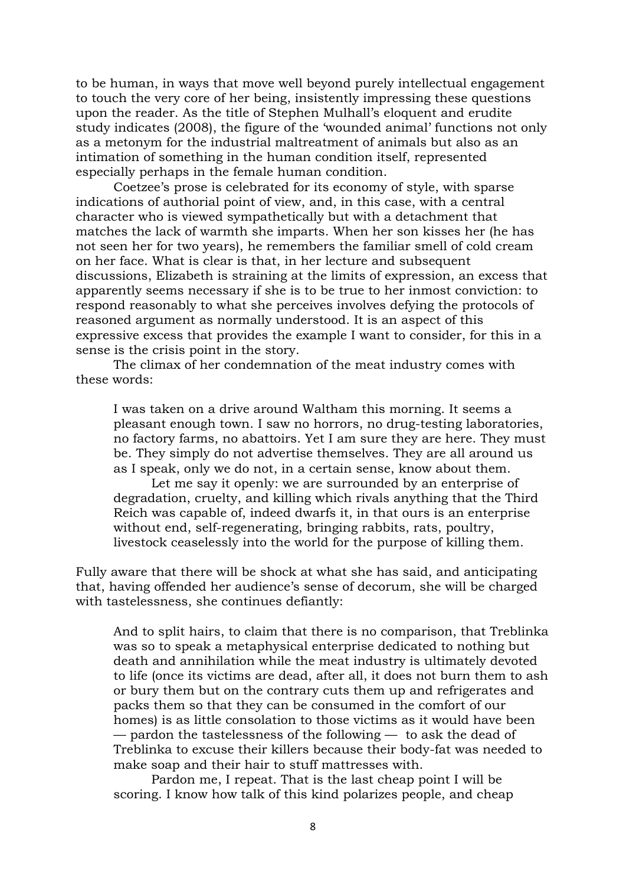to be human, in ways that move well beyond purely intellectual engagement to touch the very core of her being, insistently impressing these questions upon the reader. As the title of Stephen Mulhall's eloquent and erudite study indicates (2008), the figure of the 'wounded animal' functions not only as a metonym for the industrial maltreatment of animals but also as an intimation of something in the human condition itself, represented especially perhaps in the female human condition.

Coetzee's prose is celebrated for its economy of style, with sparse indications of authorial point of view, and, in this case, with a central character who is viewed sympathetically but with a detachment that matches the lack of warmth she imparts. When her son kisses her (he has not seen her for two years), he remembers the familiar smell of cold cream on her face. What is clear is that, in her lecture and subsequent discussions, Elizabeth is straining at the limits of expression, an excess that apparently seems necessary if she is to be true to her inmost conviction: to respond reasonably to what she perceives involves defying the protocols of reasoned argument as normally understood. It is an aspect of this expressive excess that provides the example I want to consider, for this in a sense is the crisis point in the story.

The climax of her condemnation of the meat industry comes with these words:

> I was taken on a drive around Waltham this morning. It seems a pleasant enough town. I saw no horrors, no drug-testing laboratories, no factory farms, no abattoirs. Yet I am sure they are here. They must be. They simply do not advertise themselves. They are all around us as I speak, only we do not, in a certain sense, know about them.
>
> Let me say it openly: we are surrounded by an enterprise of degradation, cruelty, and killing which rivals anything that the Third Reich was capable of, indeed dwarfs it, in that ours is an enterprise without end, self-regenerating, bringing rabbits, rats, poultry, livestock ceaselessly into the world for the purpose of killing them.

Fully aware that there will be shock at what she has said, and anticipating that, having offended her audience's sense of decorum, she will be charged with tastelessness, she continues defiantly:

> And to split hairs, to claim that there is no comparison, that Treblinka was so to speak a metaphysical enterprise dedicated to nothing but death and annihilation while the meat industry is ultimately devoted to life (once its victims are dead, after all, it does not burn them to ash or bury them but on the contrary cuts them up and refrigerates and packs them so that they can be consumed in the comfort of our homes) is as little consolation to those victims as it would have been — pardon the tastelessness of the following — to ask the dead of Treblinka to excuse their killers because their body-fat was needed to make soap and their hair to stuff mattresses with.
>
> Pardon me, I repeat. That is the last cheap point I will be scoring. I know how talk of this kind polarizes people, and cheap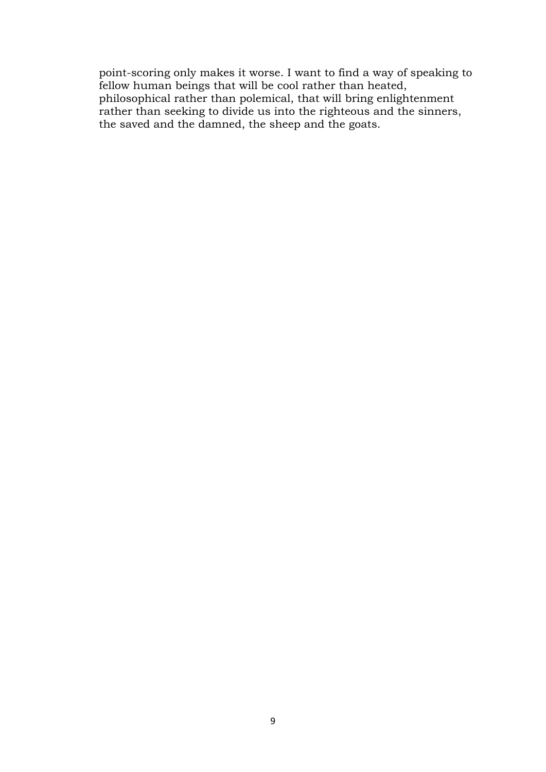point-scoring only makes it worse. I want to find a way of speaking to fellow human beings that will be cool rather than heated, philosophical rather than polemical, that will bring enlightenment rather than seeking to divide us into the righteous and the sinners, the saved and the damned, the sheep and the goats.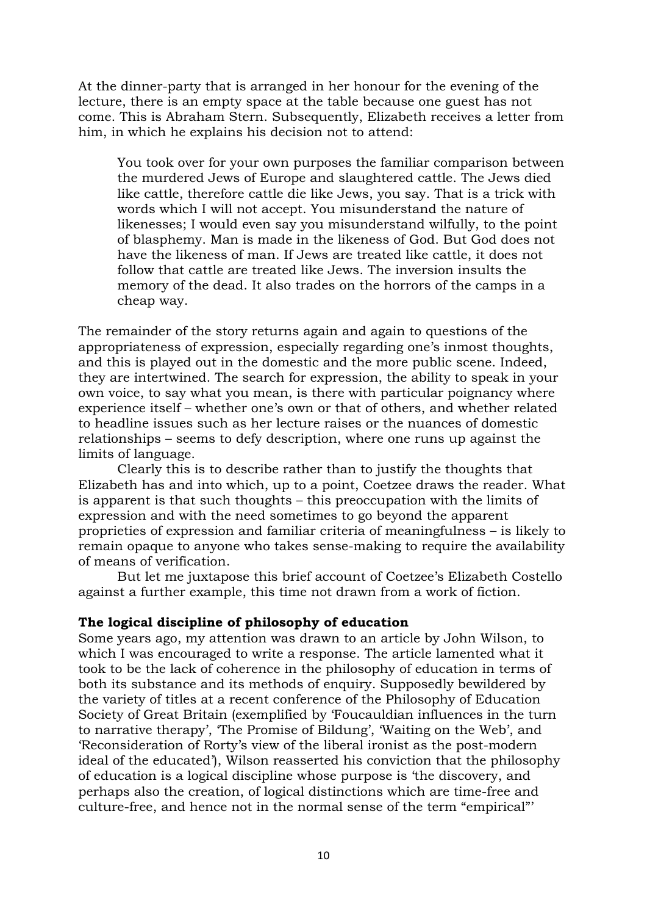At the dinner-party that is arranged in her honour for the evening of the lecture, there is an empty space at the table because one guest has not come. This is Abraham Stern. Subsequently, Elizabeth receives a letter from him, in which he explains his decision not to attend:

> You took over for your own purposes the familiar comparison between the murdered Jews of Europe and slaughtered cattle. The Jews died like cattle, therefore cattle die like Jews, you say. That is a trick with words which I will not accept. You misunderstand the nature of likenesses; I would even say you misunderstand wilfully, to the point of blasphemy. Man is made in the likeness of God. But God does not have the likeness of man. If Jews are treated like cattle, it does not follow that cattle are treated like Jews. The inversion insults the memory of the dead. It also trades on the horrors of the camps in a cheap way.

The remainder of the story returns again and again to questions of the appropriateness of expression, especially regarding one's inmost thoughts, and this is played out in the domestic and the more public scene. Indeed, they are intertwined. The search for expression, the ability to speak in your own voice, to say what you mean, is there with particular poignancy where experience itself – whether one's own or that of others, and whether related to headline issues such as her lecture raises or the nuances of domestic relationships – seems to defy description, where one runs up against the limits of language.

Clearly this is to describe rather than to justify the thoughts that Elizabeth has and into which, up to a point, Coetzee draws the reader. What is apparent is that such thoughts – this preoccupation with the limits of expression and with the need sometimes to go beyond the apparent proprieties of expression and familiar criteria of meaningfulness – is likely to remain opaque to anyone who takes sense-making to require the availability of means of verification.

But let me juxtapose this brief account of Coetzee's Elizabeth Costello against a further example, this time not drawn from a work of fiction.

**The logical discipline of philosophy of education**

Some years ago, my attention was drawn to an article by John Wilson, to which I was encouraged to write a response. The article lamented what it took to be the lack of coherence in the philosophy of education in terms of both its substance and its methods of enquiry. Supposedly bewildered by the variety of titles at a recent conference of the Philosophy of Education Society of Great Britain (exemplified by 'Foucauldian influences in the turn to narrative therapy', 'The Promise of Bildung', 'Waiting on the Web', and 'Reconsideration of Rorty's view of the liberal ironist as the post-modern ideal of the educated'), Wilson reasserted his conviction that the philosophy of education is a logical discipline whose purpose is 'the discovery, and perhaps also the creation, of logical distinctions which are time-free and culture-free, and hence not in the normal sense of the term "empirical"'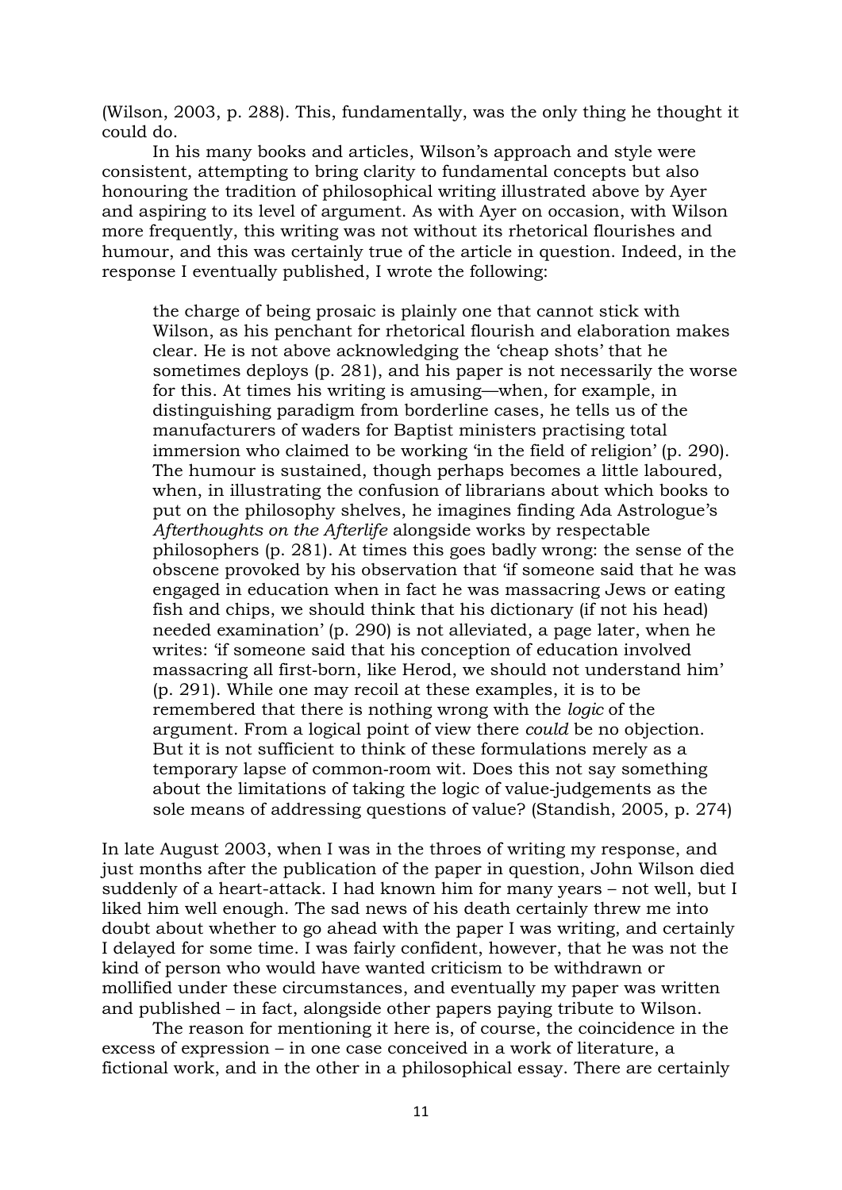(Wilson, 2003, p. 288). This, fundamentally, was the only thing he thought it could do.

In his many books and articles, Wilson's approach and style were consistent, attempting to bring clarity to fundamental concepts but also honouring the tradition of philosophical writing illustrated above by Ayer and aspiring to its level of argument. As with Ayer on occasion, with Wilson more frequently, this writing was not without its rhetorical flourishes and humour, and this was certainly true of the article in question. Indeed, in the response I eventually published, I wrote the following:

> the charge of being prosaic is plainly one that cannot stick with Wilson, as his penchant for rhetorical flourish and elaboration makes clear. He is not above acknowledging the 'cheap shots' that he sometimes deploys (p. 281), and his paper is not necessarily the worse for this. At times his writing is amusing—when, for example, in distinguishing paradigm from borderline cases, he tells us of the manufacturers of waders for Baptist ministers practising total immersion who claimed to be working 'in the field of religion' (p. 290). The humour is sustained, though perhaps becomes a little laboured, when, in illustrating the confusion of librarians about which books to put on the philosophy shelves, he imagines finding Ada Astrologue's *Afterthoughts on the Afterlife* alongside works by respectable philosophers (p. 281). At times this goes badly wrong: the sense of the obscene provoked by his observation that 'if someone said that he was engaged in education when in fact he was massacring Jews or eating fish and chips, we should think that his dictionary (if not his head) needed examination' (p. 290) is not alleviated, a page later, when he writes: 'if someone said that his conception of education involved massacring all first-born, like Herod, we should not understand him' (p. 291). While one may recoil at these examples, it is to be remembered that there is nothing wrong with the *logic* of the argument. From a logical point of view there *could* be no objection. But it is not sufficient to think of these formulations merely as a temporary lapse of common-room wit. Does this not say something about the limitations of taking the logic of value-judgements as the sole means of addressing questions of value? (Standish, 2005, p. 274)

In late August 2003, when I was in the throes of writing my response, and just months after the publication of the paper in question, John Wilson died suddenly of a heart-attack. I had known him for many years – not well, but I liked him well enough. The sad news of his death certainly threw me into doubt about whether to go ahead with the paper I was writing, and certainly I delayed for some time. I was fairly confident, however, that he was not the kind of person who would have wanted criticism to be withdrawn or mollified under these circumstances, and eventually my paper was written and published – in fact, alongside other papers paying tribute to Wilson.

The reason for mentioning it here is, of course, the coincidence in the excess of expression – in one case conceived in a work of literature, a fictional work, and in the other in a philosophical essay. There are certainly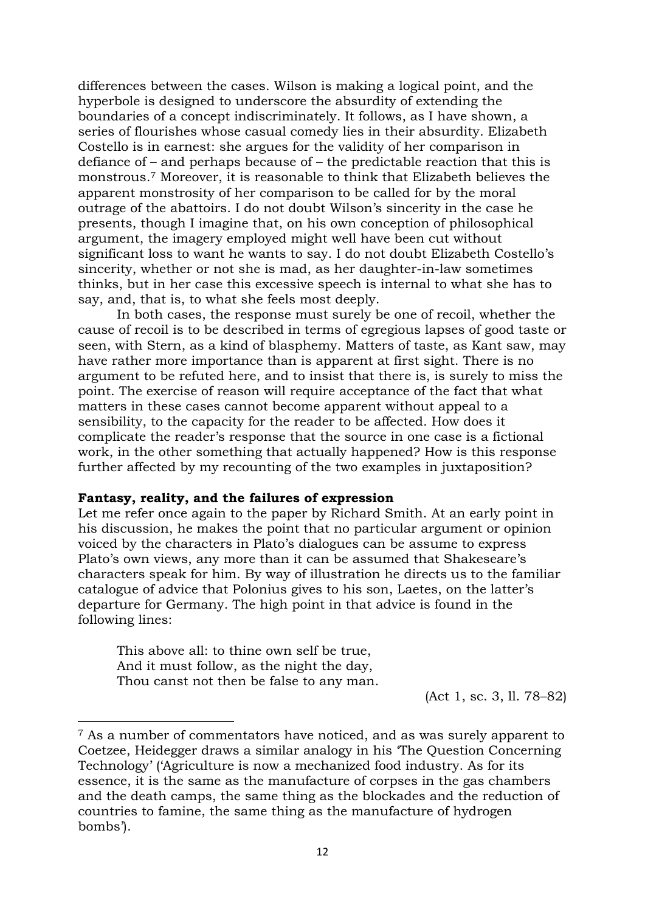differences between the cases. Wilson is making a logical point, and the hyperbole is designed to underscore the absurdity of extending the boundaries of a concept indiscriminately. It follows, as I have shown, a series of flourishes whose casual comedy lies in their absurdity. Elizabeth Costello is in earnest: she argues for the validity of her comparison in defiance of – and perhaps because of – the predictable reaction that this is monstrous.[7] Moreover, it is reasonable to think that Elizabeth believes the apparent monstrosity of her comparison to be called for by the moral outrage of the abattoirs. I do not doubt Wilson's sincerity in the case he presents, though I imagine that, on his own conception of philosophical argument, the imagery employed might well have been cut without significant loss to want he wants to say. I do not doubt Elizabeth Costello's sincerity, whether or not she is mad, as her daughter-in-law sometimes thinks, but in her case this excessive speech is internal to what she has to say, and, that is, to what she feels most deeply.

In both cases, the response must surely be one of recoil, whether the cause of recoil is to be described in terms of egregious lapses of good taste or seen, with Stern, as a kind of blasphemy. Matters of taste, as Kant saw, may have rather more importance than is apparent at first sight. There is no argument to be refuted here, and to insist that there is, is surely to miss the point. The exercise of reason will require acceptance of the fact that what matters in these cases cannot become apparent without appeal to a sensibility, to the capacity for the reader to be affected. How does it complicate the reader's response that the source in one case is a fictional work, in the other something that actually happened? How is this response further affected by my recounting of the two examples in juxtaposition?

**Fantasy, reality, and the failures of expression**

Let me refer once again to the paper by Richard Smith. At an early point in his discussion, he makes the point that no particular argument or opinion voiced by the characters in Plato's dialogues can be assume to express Plato's own views, any more than it can be assumed that Shakeseare's characters speak for him. By way of illustration he directs us to the familiar catalogue of advice that Polonius gives to his son, Laetes, on the latter's departure for Germany. The high point in that advice is found in the following lines:

> This above all: to thine own self be true,
> And it must follow, as the night the day,
> Thou canst not then be false to any man.
>
> (Act 1, sc. 3, ll. 78–82)

---

[7] As a number of commentators have noticed, and as was surely apparent to Coetzee, Heidegger draws a similar analogy in his 'The Question Concerning Technology' ('Agriculture is now a mechanized food industry. As for its essence, it is the same as the manufacture of corpses in the gas chambers and the death camps, the same thing as the blockades and the reduction of countries to famine, the same thing as the manufacture of hydrogen bombs').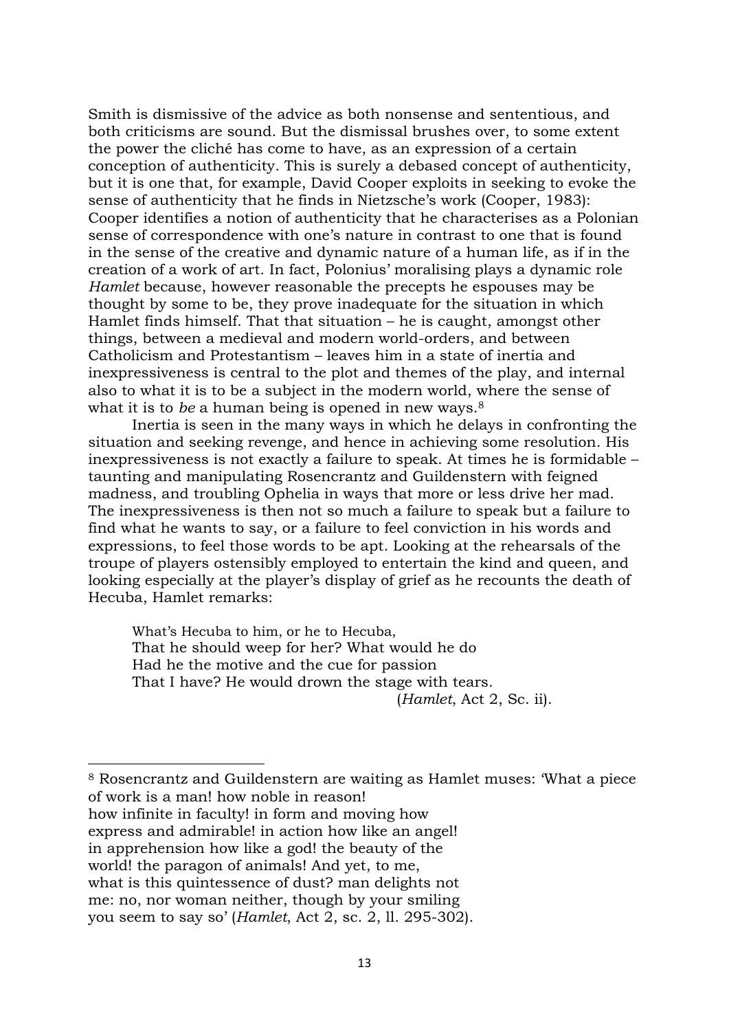Smith is dismissive of the advice as both nonsense and sententious, and both criticisms are sound. But the dismissal brushes over, to some extent the power the cliché has come to have, as an expression of a certain conception of authenticity. This is surely a debased concept of authenticity, but it is one that, for example, David Cooper exploits in seeking to evoke the sense of authenticity that he finds in Nietzsche's work (Cooper, 1983): Cooper identifies a notion of authenticity that he characterises as a Polonian sense of correspondence with one's nature in contrast to one that is found in the sense of the creative and dynamic nature of a human life, as if in the creation of a work of art. In fact, Polonius' moralising plays a dynamic role *Hamlet* because, however reasonable the precepts he espouses may be thought by some to be, they prove inadequate for the situation in which Hamlet finds himself. That that situation – he is caught, amongst other things, between a medieval and modern world-orders, and between Catholicism and Protestantism – leaves him in a state of inertia and inexpressiveness is central to the plot and themes of the play, and internal also to what it is to be a subject in the modern world, where the sense of what it is to *be* a human being is opened in new ways.[8]

Inertia is seen in the many ways in which he delays in confronting the situation and seeking revenge, and hence in achieving some resolution. His inexpressiveness is not exactly a failure to speak. At times he is formidable – taunting and manipulating Rosencrantz and Guildenstern with feigned madness, and troubling Ophelia in ways that more or less drive her mad. The inexpressiveness is then not so much a failure to speak but a failure to find what he wants to say, or a failure to feel conviction in his words and expressions, to feel those words to be apt. Looking at the rehearsals of the troupe of players ostensibly employed to entertain the kind and queen, and looking especially at the player's display of grief as he recounts the death of Hecuba, Hamlet remarks:

> What's Hecuba to him, or he to Hecuba,
> That he should weep for her? What would he do
> Had he the motive and the cue for passion
> That I have? He would drown the stage with tears.
> (*Hamlet*, Act 2, Sc. ii).

---

[8] Rosencrantz and Guildenstern are waiting as Hamlet muses: 'What a piece of work is a man! how noble in reason!
how infinite in faculty! in form and moving how
express and admirable! in action how like an angel!
in apprehension how like a god! the beauty of the
world! the paragon of animals! And yet, to me,
what is this quintessence of dust? man delights not
me: no, nor woman neither, though by your smiling
you seem to say so' (*Hamlet*, Act 2, sc. 2, ll. 295-302).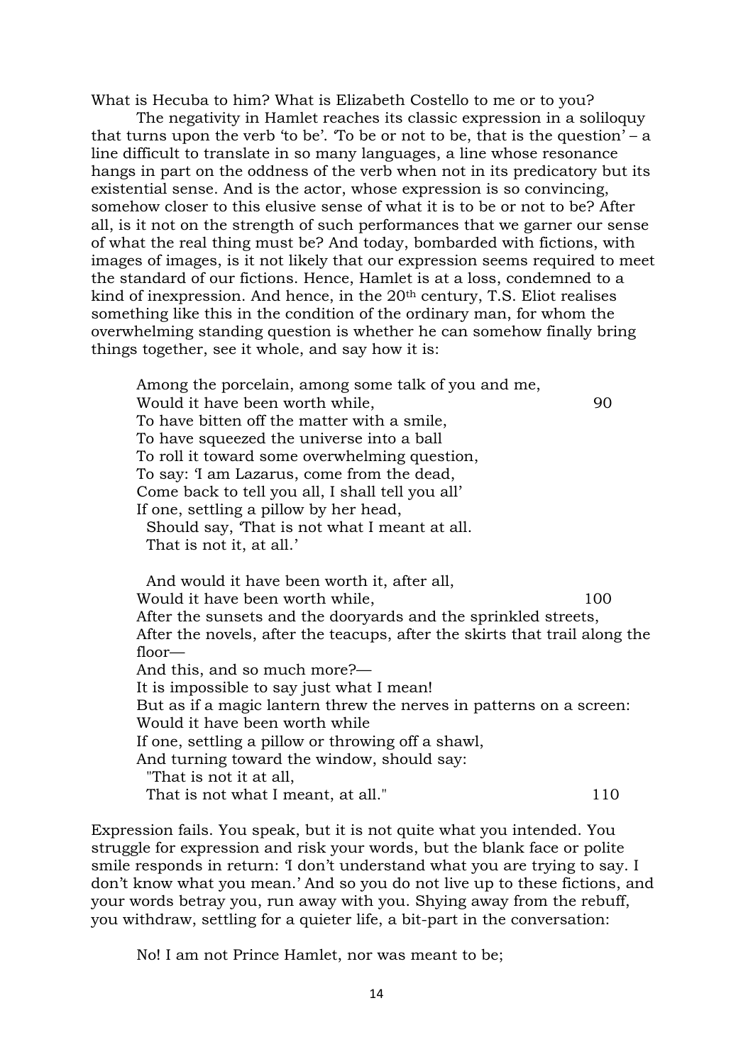What is Hecuba to him? What is Elizabeth Costello to me or to you?

The negativity in Hamlet reaches its classic expression in a soliloquy that turns upon the verb 'to be'. 'To be or not to be, that is the question' – a line difficult to translate in so many languages, a line whose resonance hangs in part on the oddness of the verb when not in its predicatory but its existential sense. And is the actor, whose expression is so convincing, somehow closer to this elusive sense of what it is to be or not to be? After all, is it not on the strength of such performances that we garner our sense of what the real thing must be? And today, bombarded with fictions, with images of images, is it not likely that our expression seems required to meet the standard of our fictions. Hence, Hamlet is at a loss, condemned to a kind of inexpression. And hence, in the 20th century, T.S. Eliot realises something like this in the condition of the ordinary man, for whom the overwhelming standing question is whether he can somehow finally bring things together, see it whole, and say how it is:

> Among the porcelain, among some talk of you and me,
> Would it have been worth while, 90
> To have bitten off the matter with a smile,
> To have squeezed the universe into a ball
> To roll it toward some overwhelming question,
> To say: 'I am Lazarus, come from the dead,
> Come back to tell you all, I shall tell you all'
> If one, settling a pillow by her head,
>   Should say, 'That is not what I meant at all.
>   That is not it, at all.'
>
>   And would it have been worth it, after all,
> Would it have been worth while, 100
> After the sunsets and the dooryards and the sprinkled streets,
> After the novels, after the teacups, after the skirts that trail along the floor—
> And this, and so much more?—
> It is impossible to say just what I mean!
> But as if a magic lantern threw the nerves in patterns on a screen:
> Would it have been worth while
> If one, settling a pillow or throwing off a shawl,
> And turning toward the window, should say:
>   "That is not it at all,
>   That is not what I meant, at all." 110

Expression fails. You speak, but it is not quite what you intended. You struggle for expression and risk your words, but the blank face or polite smile responds in return: 'I don't understand what you are trying to say. I don't know what you mean.' And so you do not live up to these fictions, and your words betray you, run away with you. Shying away from the rebuff, you withdraw, settling for a quieter life, a bit-part in the conversation:

> No! I am not Prince Hamlet, nor was meant to be;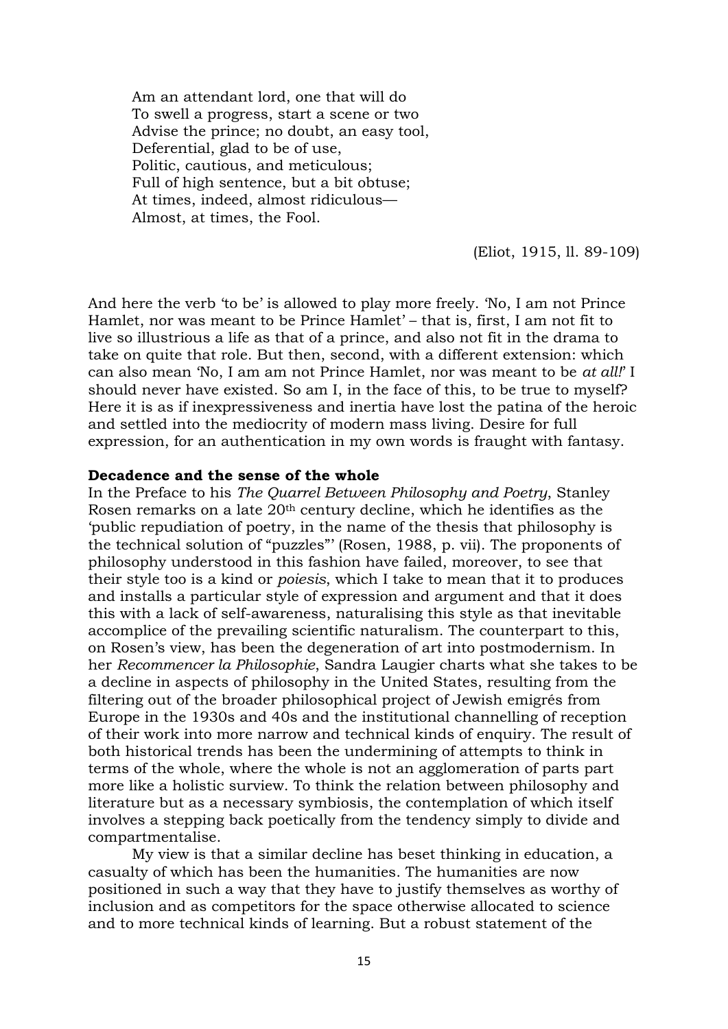> Am an attendant lord, one that will do
> To swell a progress, start a scene or two
> Advise the prince; no doubt, an easy tool,
> Deferential, glad to be of use,
> Politic, cautious, and meticulous;
> Full of high sentence, but a bit obtuse;
> At times, indeed, almost ridiculous—
> Almost, at times, the Fool.
>
> (Eliot, 1915, ll. 89-109)

And here the verb 'to be' is allowed to play more freely. 'No, I am not Prince Hamlet, nor was meant to be Prince Hamlet' – that is, first, I am not fit to live so illustrious a life as that of a prince, and also not fit in the drama to take on quite that role. But then, second, with a different extension: which can also mean 'No, I am am not Prince Hamlet, nor was meant to be *at all!*' I should never have existed. So am I, in the face of this, to be true to myself? Here it is as if inexpressiveness and inertia have lost the patina of the heroic and settled into the mediocrity of modern mass living. Desire for full expression, for an authentication in my own words is fraught with fantasy.

**Decadence and the sense of the whole**

In the Preface to his *The Quarrel Between Philosophy and Poetry*, Stanley Rosen remarks on a late 20th century decline, which he identifies as the 'public repudiation of poetry, in the name of the thesis that philosophy is the technical solution of "puzzles"' (Rosen, 1988, p. vii). The proponents of philosophy understood in this fashion have failed, moreover, to see that their style too is a kind or *poiesis*, which I take to mean that it to produces and installs a particular style of expression and argument and that it does this with a lack of self-awareness, naturalising this style as that inevitable accomplice of the prevailing scientific naturalism. The counterpart to this, on Rosen's view, has been the degeneration of art into postmodernism. In her *Recommencer la Philosophie*, Sandra Laugier charts what she takes to be a decline in aspects of philosophy in the United States, resulting from the filtering out of the broader philosophical project of Jewish emigrés from Europe in the 1930s and 40s and the institutional channelling of reception of their work into more narrow and technical kinds of enquiry. The result of both historical trends has been the undermining of attempts to think in terms of the whole, where the whole is not an agglomeration of parts part more like a holistic surview. To think the relation between philosophy and literature but as a necessary symbiosis, the contemplation of which itself involves a stepping back poetically from the tendency simply to divide and compartmentalise.

My view is that a similar decline has beset thinking in education, a casualty of which has been the humanities. The humanities are now positioned in such a way that they have to justify themselves as worthy of inclusion and as competitors for the space otherwise allocated to science and to more technical kinds of learning. But a robust statement of the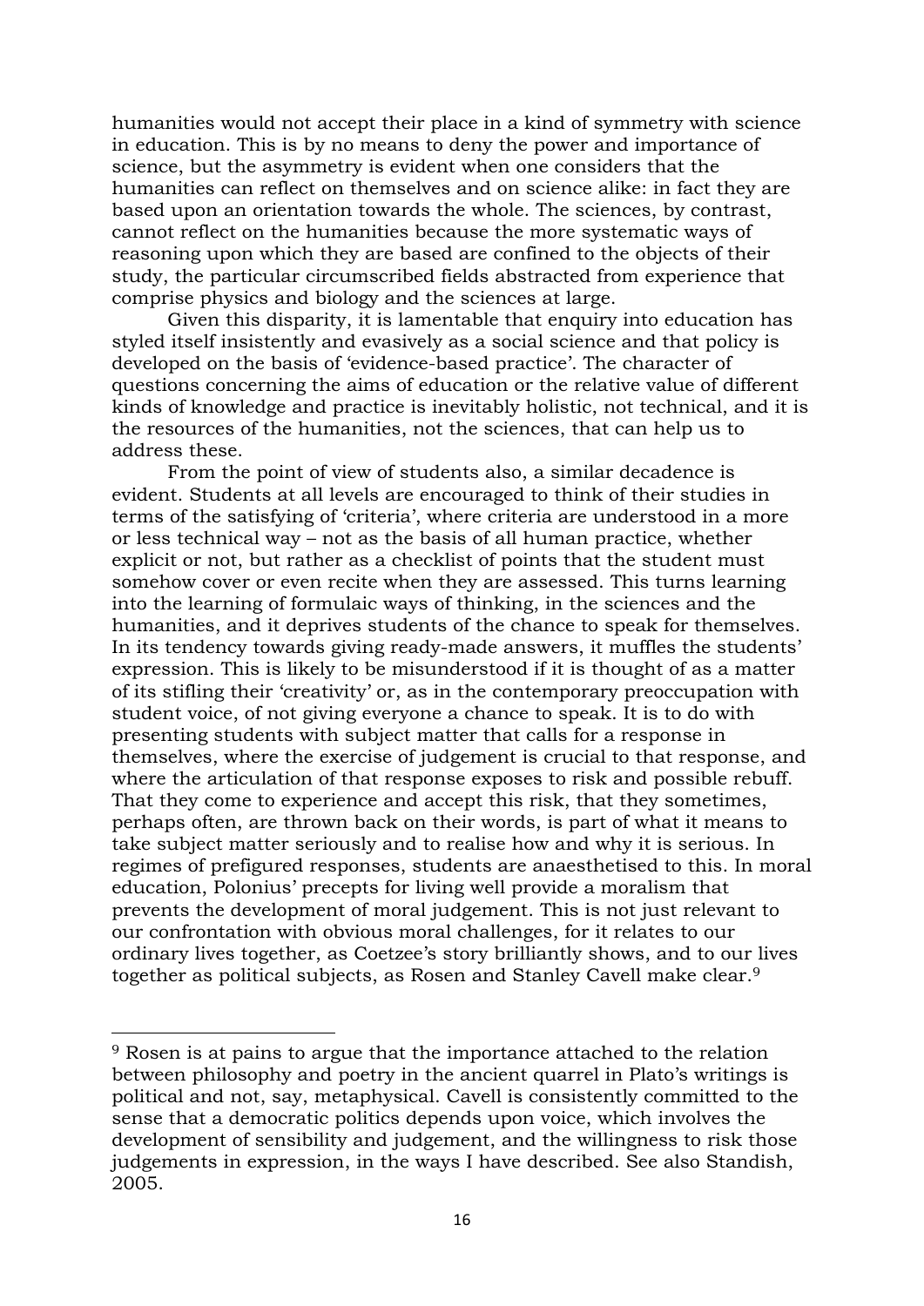humanities would not accept their place in a kind of symmetry with science in education. This is by no means to deny the power and importance of science, but the asymmetry is evident when one considers that the humanities can reflect on themselves and on science alike: in fact they are based upon an orientation towards the whole. The sciences, by contrast, cannot reflect on the humanities because the more systematic ways of reasoning upon which they are based are confined to the objects of their study, the particular circumscribed fields abstracted from experience that comprise physics and biology and the sciences at large.

Given this disparity, it is lamentable that enquiry into education has styled itself insistently and evasively as a social science and that policy is developed on the basis of 'evidence-based practice'. The character of questions concerning the aims of education or the relative value of different kinds of knowledge and practice is inevitably holistic, not technical, and it is the resources of the humanities, not the sciences, that can help us to address these.

From the point of view of students also, a similar decadence is evident. Students at all levels are encouraged to think of their studies in terms of the satisfying of 'criteria', where criteria are understood in a more or less technical way – not as the basis of all human practice, whether explicit or not, but rather as a checklist of points that the student must somehow cover or even recite when they are assessed. This turns learning into the learning of formulaic ways of thinking, in the sciences and the humanities, and it deprives students of the chance to speak for themselves. In its tendency towards giving ready-made answers, it muffles the students' expression. This is likely to be misunderstood if it is thought of as a matter of its stifling their 'creativity' or, as in the contemporary preoccupation with student voice, of not giving everyone a chance to speak. It is to do with presenting students with subject matter that calls for a response in themselves, where the exercise of judgement is crucial to that response, and where the articulation of that response exposes to risk and possible rebuff. That they come to experience and accept this risk, that they sometimes, perhaps often, are thrown back on their words, is part of what it means to take subject matter seriously and to realise how and why it is serious. In regimes of prefigured responses, students are anaesthetised to this. In moral education, Polonius' precepts for living well provide a moralism that prevents the development of moral judgement. This is not just relevant to our confrontation with obvious moral challenges, for it relates to our ordinary lives together, as Coetzee's story brilliantly shows, and to our lives together as political subjects, as Rosen and Stanley Cavell make clear.[9]

---

[9] Rosen is at pains to argue that the importance attached to the relation between philosophy and poetry in the ancient quarrel in Plato's writings is political and not, say, metaphysical. Cavell is consistently committed to the sense that a democratic politics depends upon voice, which involves the development of sensibility and judgement, and the willingness to risk those judgements in expression, in the ways I have described. See also Standish, 2005.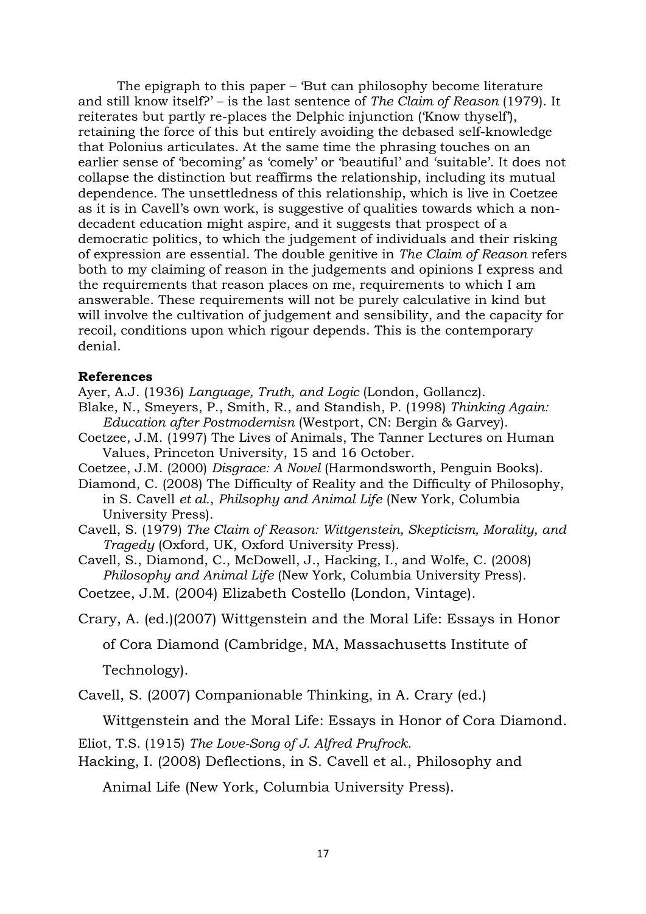The epigraph to this paper – 'But can philosophy become literature and still know itself?' – is the last sentence of *The Claim of Reason* (1979). It reiterates but partly re-places the Delphic injunction ('Know thyself'), retaining the force of this but entirely avoiding the debased self-knowledge that Polonius articulates. At the same time the phrasing touches on an earlier sense of 'becoming' as 'comely' or 'beautiful' and 'suitable'. It does not collapse the distinction but reaffirms the relationship, including its mutual dependence. The unsettledness of this relationship, which is live in Coetzee as it is in Cavell's own work, is suggestive of qualities towards which a non-decadent education might aspire, and it suggests that prospect of a democratic politics, to which the judgement of individuals and their risking of expression are essential. The double genitive in *The Claim of Reason* refers both to my claiming of reason in the judgements and opinions I express and the requirements that reason places on me, requirements to which I am answerable. These requirements will not be purely calculative in kind but will involve the cultivation of judgement and sensibility, and the capacity for recoil, conditions upon which rigour depends. This is the contemporary denial.

**References**

Ayer, A.J. (1936) *Language, Truth, and Logic* (London, Gollancz).

Blake, N., Smeyers, P., Smith, R., and Standish, P. (1998) *Thinking Again: Education after Postmodernisn* (Westport, CN: Bergin & Garvey).

Coetzee, J.M. (1997) The Lives of Animals, The Tanner Lectures on Human Values, Princeton University, 15 and 16 October.

Coetzee, J.M. (2000) *Disgrace: A Novel* (Harmondsworth, Penguin Books).

Diamond, C. (2008) The Difficulty of Reality and the Difficulty of Philosophy, in S. Cavell *et al.*, *Philsophy and Animal Life* (New York, Columbia University Press).

Cavell, S. (1979) *The Claim of Reason: Wittgenstein, Skepticism, Morality, and Tragedy* (Oxford, UK, Oxford University Press).

Cavell, S., Diamond, C., McDowell, J., Hacking, I., and Wolfe, C. (2008) *Philosophy and Animal Life* (New York, Columbia University Press).

Coetzee, J.M. (2004) Elizabeth Costello (London, Vintage).

Crary, A. (ed.)(2007) Wittgenstein and the Moral Life: Essays in Honor of Cora Diamond (Cambridge, MA, Massachusetts Institute of Technology).

Cavell, S. (2007) Companionable Thinking, in A. Crary (ed.) Wittgenstein and the Moral Life: Essays in Honor of Cora Diamond.

Eliot, T.S. (1915) *The Love-Song of J. Alfred Prufrock*.

Hacking, I. (2008) Deflections, in S. Cavell et al., Philosophy and Animal Life (New York, Columbia University Press).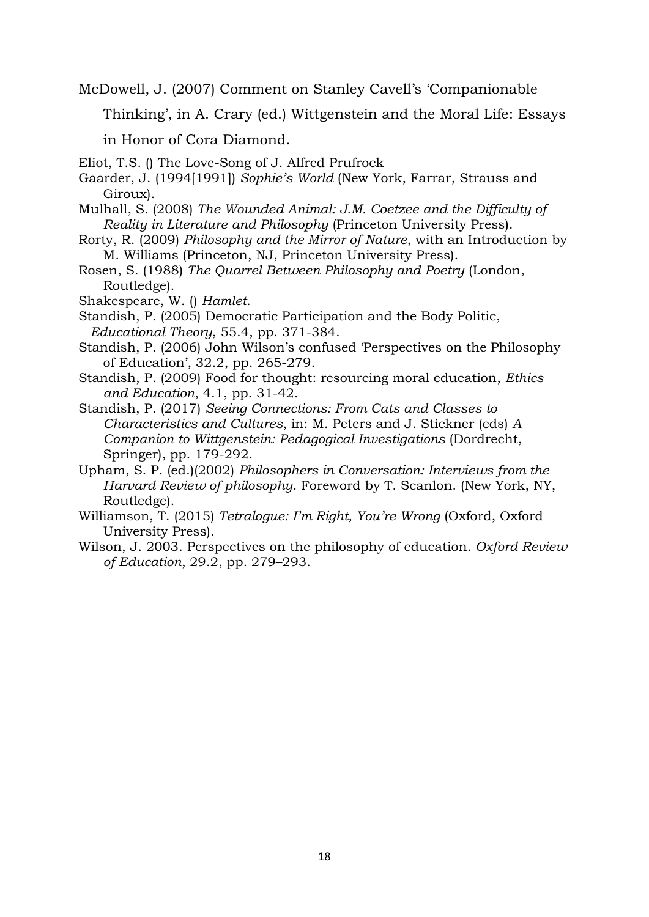McDowell, J. (2007) Comment on Stanley Cavell's 'Companionable Thinking', in A. Crary (ed.) Wittgenstein and the Moral Life: Essays in Honor of Cora Diamond.

Eliot, T.S. () The Love-Song of J. Alfred Prufrock

Gaarder, J. (1994[1991]) *Sophie's World* (New York, Farrar, Strauss and Giroux).

Mulhall, S. (2008) *The Wounded Animal: J.M. Coetzee and the Difficulty of Reality in Literature and Philosophy* (Princeton University Press).

Rorty, R. (2009) *Philosophy and the Mirror of Nature*, with an Introduction by M. Williams (Princeton, NJ, Princeton University Press).

Rosen, S. (1988) *The Quarrel Between Philosophy and Poetry* (London, Routledge).

Shakespeare, W. () *Hamlet*.

Standish, P. (2005) Democratic Participation and the Body Politic, *Educational Theory*, 55.4, pp. 371-384.

Standish, P. (2006) John Wilson's confused 'Perspectives on the Philosophy of Education', 32.2, pp. 265-279.

Standish, P. (2009) Food for thought: resourcing moral education, *Ethics and Education*, 4.1, pp. 31-42.

Standish, P. (2017) *Seeing Connections: From Cats and Classes to Characteristics and Cultures*, in: M. Peters and J. Stickner (eds) *A Companion to Wittgenstein: Pedagogical Investigations* (Dordrecht, Springer), pp. 179-292.

Upham, S. P. (ed.)(2002) *Philosophers in Conversation: Interviews from the Harvard Review of philosophy*. Foreword by T. Scanlon. (New York, NY, Routledge).

Williamson, T. (2015) *Tetralogue: I'm Right, You're Wrong* (Oxford, Oxford University Press).

Wilson, J. 2003. Perspectives on the philosophy of education. *Oxford Review of Education*, 29.2, pp. 279–293.